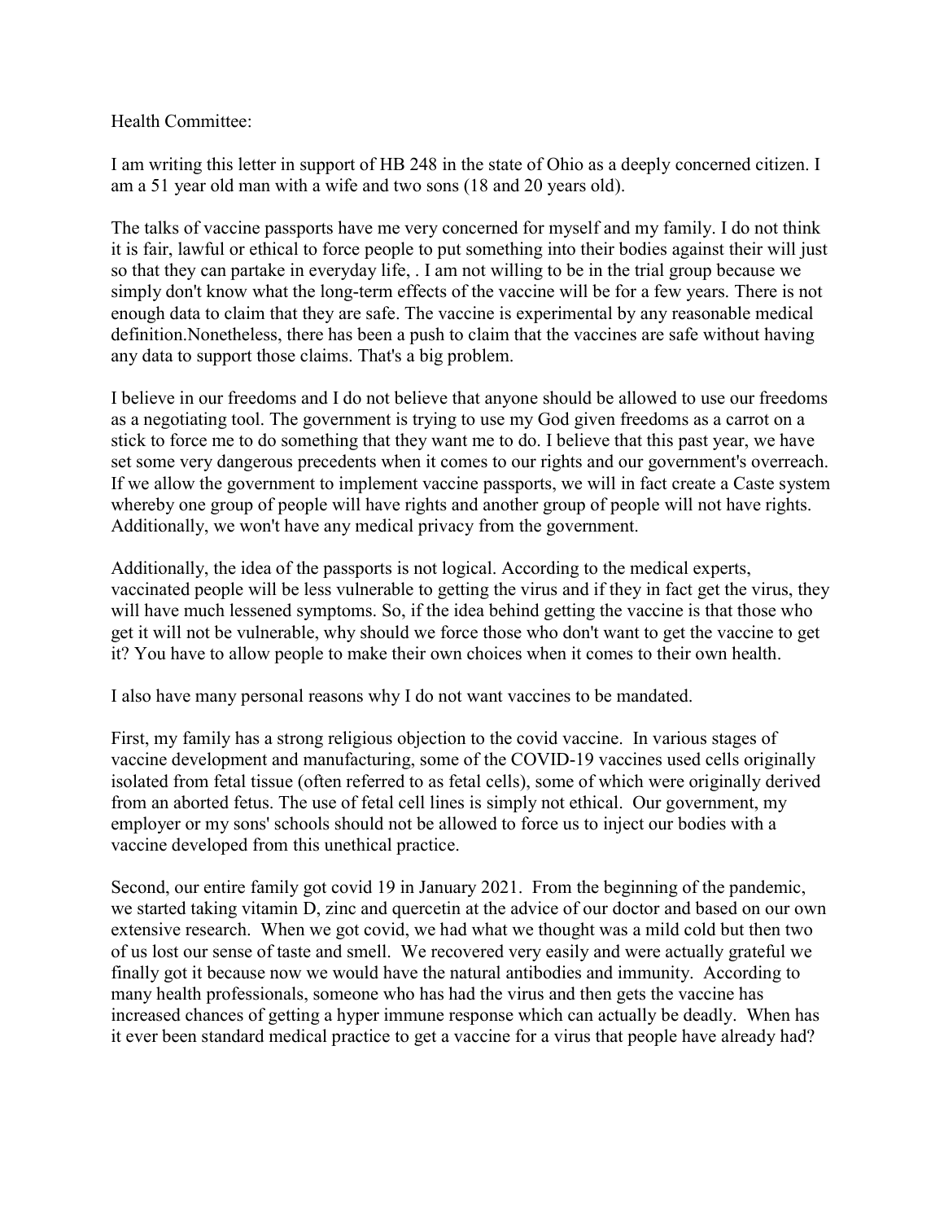Health Committee:

I am writing this letter in support of HB 248 in the state of Ohio as a deeply concerned citizen. I am a 51 year old man with a wife and two sons (18 and 20 years old).

The talks of vaccine passports have me very concerned for myself and my family. I do not think it is fair, lawful or ethical to force people to put something into their bodies against their will just so that they can partake in everyday life, . I am not willing to be in the trial group because we simply don't know what the long-term effects of the vaccine will be for a few years. There is not enough data to claim that they are safe. The vaccine is experimental by any reasonable medical definition.Nonetheless, there has been a push to claim that the vaccines are safe without having any data to support those claims. That's a big problem.

I believe in our freedoms and I do not believe that anyone should be allowed to use our freedoms as a negotiating tool. The government is trying to use my God given freedoms as a carrot on a stick to force me to do something that they want me to do. I believe that this past year, we have set some very dangerous precedents when it comes to our rights and our government's overreach. If we allow the government to implement vaccine passports, we will in fact create a Caste system whereby one group of people will have rights and another group of people will not have rights. Additionally, we won't have any medical privacy from the government.

Additionally, the idea of the passports is not logical. According to the medical experts, vaccinated people will be less vulnerable to getting the virus and if they in fact get the virus, they will have much lessened symptoms. So, if the idea behind getting the vaccine is that those who get it will not be vulnerable, why should we force those who don't want to get the vaccine to get it? You have to allow people to make their own choices when it comes to their own health.

I also have many personal reasons why I do not want vaccines to be mandated.

First, my family has a strong religious objection to the covid vaccine. In various stages of vaccine development and manufacturing, some of the COVID-19 vaccines used cells originally isolated from fetal tissue (often referred to as fetal cells), some of which were originally derived from an aborted fetus. The use of fetal cell lines is simply not ethical. Our government, my employer or my sons' schools should not be allowed to force us to inject our bodies with a vaccine developed from this unethical practice.

Second, our entire family got covid 19 in January 2021. From the beginning of the pandemic, we started taking vitamin D, zinc and quercetin at the advice of our doctor and based on our own extensive research. When we got covid, we had what we thought was a mild cold but then two of us lost our sense of taste and smell. We recovered very easily and were actually grateful we finally got it because now we would have the natural antibodies and immunity. According to many health professionals, someone who has had the virus and then gets the vaccine has increased chances of getting a hyper immune response which can actually be deadly. When has it ever been standard medical practice to get a vaccine for a virus that people have already had?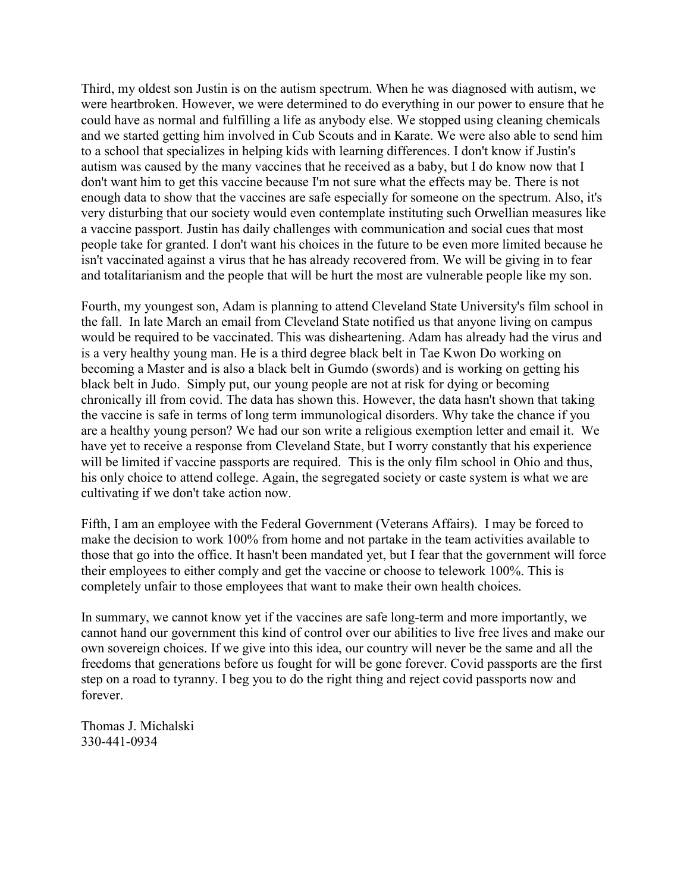Third, my oldest son Justin is on the autism spectrum. When he was diagnosed with autism, we were heartbroken. However, we were determined to do everything in our power to ensure that he could have as normal and fulfilling a life as anybody else. We stopped using cleaning chemicals and we started getting him involved in Cub Scouts and in Karate. We were also able to send him to a school that specializes in helping kids with learning differences. I don't know if Justin's autism was caused by the many vaccines that he received as a baby, but I do know now that I don't want him to get this vaccine because I'm not sure what the effects may be. There is not enough data to show that the vaccines are safe especially for someone on the spectrum. Also, it's very disturbing that our society would even contemplate instituting such Orwellian measures like a vaccine passport. Justin has daily challenges with communication and social cues that most people take for granted. I don't want his choices in the future to be even more limited because he isn't vaccinated against a virus that he has already recovered from. We will be giving in to fear and totalitarianism and the people that will be hurt the most are vulnerable people like my son.

Fourth, my youngest son, Adam is planning to attend Cleveland State University's film school in the fall. In late March an email from Cleveland State notified us that anyone living on campus would be required to be vaccinated. This was disheartening. Adam has already had the virus and is a very healthy young man. He is a third degree black belt in Tae Kwon Do working on becoming a Master and is also a black belt in Gumdo (swords) and is working on getting his black belt in Judo. Simply put, our young people are not at risk for dying or becoming chronically ill from covid. The data has shown this. However, the data hasn't shown that taking the vaccine is safe in terms of long term immunological disorders. Why take the chance if you are a healthy young person? We had our son write a religious exemption letter and email it. We have yet to receive a response from Cleveland State, but I worry constantly that his experience will be limited if vaccine passports are required. This is the only film school in Ohio and thus, his only choice to attend college. Again, the segregated society or caste system is what we are cultivating if we don't take action now.

Fifth, I am an employee with the Federal Government (Veterans Affairs). I may be forced to make the decision to work 100% from home and not partake in the team activities available to those that go into the office. It hasn't been mandated yet, but I fear that the government will force their employees to either comply and get the vaccine or choose to telework 100%. This is completely unfair to those employees that want to make their own health choices.

In summary, we cannot know yet if the vaccines are safe long-term and more importantly, we cannot hand our government this kind of control over our abilities to live free lives and make our own sovereign choices. If we give into this idea, our country will never be the same and all the freedoms that generations before us fought for will be gone forever. Covid passports are the first step on a road to tyranny. I beg you to do the right thing and reject covid passports now and forever.

Thomas J. Michalski
330-441-0934